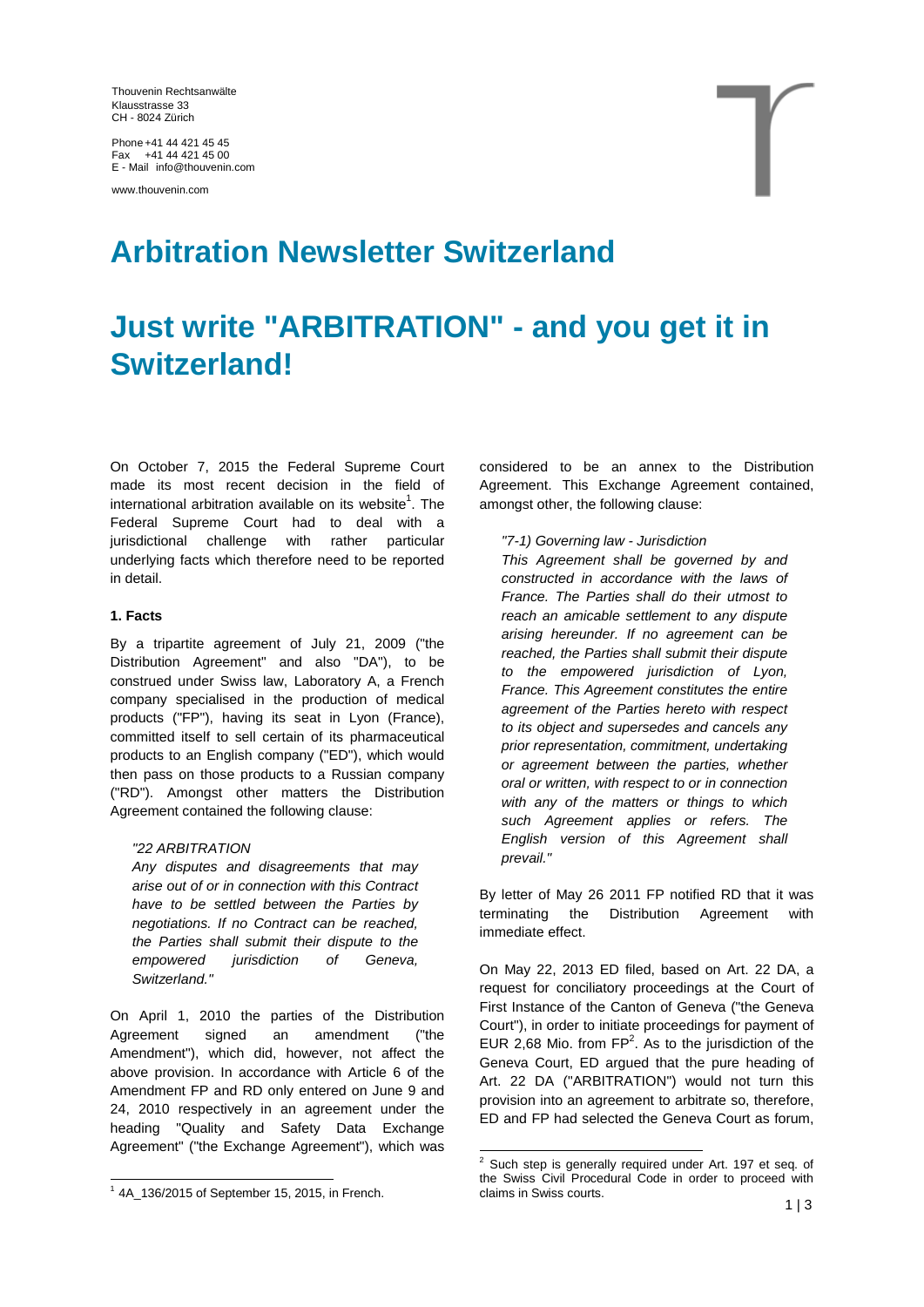Thouvenin Rechtsanwälte
Klausstrasse 33
CH - 8024 Zürich

Phone +41 44 421 45 45
Fax +41 44 421 45 00
E - Mail info@thouvenin.com

www.thouvenin.com

# Arbitration Newsletter Switzerland

# Just write "ARBITRATION" - and you get it in Switzerland!

On October 7, 2015 the Federal Supreme Court made its most recent decision in the field of international arbitration available on its website[1]. The Federal Supreme Court had to deal with a jurisdictional challenge with rather particular underlying facts which therefore need to be reported in detail.

**1. Facts**

By a tripartite agreement of July 21, 2009 ("the Distribution Agreement" and also "DA"), to be construed under Swiss law, Laboratory A, a French company specialised in the production of medical products ("FP"), having its seat in Lyon (France), committed itself to sell certain of its pharmaceutical products to an English company ("ED"), which would then pass on those products to a Russian company ("RD"). Amongst other matters the Distribution Agreement contained the following clause:

> *"22 ARBITRATION*
> *Any disputes and disagreements that may arise out of or in connection with this Contract have to be settled between the Parties by negotiations. If no Contract can be reached, the Parties shall submit their dispute to the empowered jurisdiction of Geneva, Switzerland."*

On April 1, 2010 the parties of the Distribution Agreement signed an amendment ("the Amendment"), which did, however, not affect the above provision. In accordance with Article 6 of the Amendment FP and RD only entered on June 9 and 24, 2010 respectively in an agreement under the heading "Quality and Safety Data Exchange Agreement" ("the Exchange Agreement"), which was considered to be an annex to the Distribution Agreement. This Exchange Agreement contained, amongst other, the following clause:

> *"7-1) Governing law - Jurisdiction*
> *This Agreement shall be governed by and constructed in accordance with the laws of France. The Parties shall do their utmost to reach an amicable settlement to any dispute arising hereunder. If no agreement can be reached, the Parties shall submit their dispute to the empowered jurisdiction of Lyon, France. This Agreement constitutes the entire agreement of the Parties hereto with respect to its object and supersedes and cancels any prior representation, commitment, undertaking or agreement between the parties, whether oral or written, with respect to or in connection with any of the matters or things to which such Agreement applies or refers. The English version of this Agreement shall prevail."*

By letter of May 26 2011 FP notified RD that it was terminating the Distribution Agreement with immediate effect.

On May 22, 2013 ED filed, based on Art. 22 DA, a request for conciliatory proceedings at the Court of First Instance of the Canton of Geneva ("the Geneva Court"), in order to initiate proceedings for payment of EUR 2,68 Mio. from FP[2]. As to the jurisdiction of the Geneva Court, ED argued that the pure heading of Art. 22 DA ("ARBITRATION") would not turn this provision into an agreement to arbitrate so, therefore, ED and FP had selected the Geneva Court as forum,

[1] 4A_136/2015 of September 15, 2015, in French.

[2] Such step is generally required under Art. 197 et seq. of the Swiss Civil Procedural Code in order to proceed with claims in Swiss courts.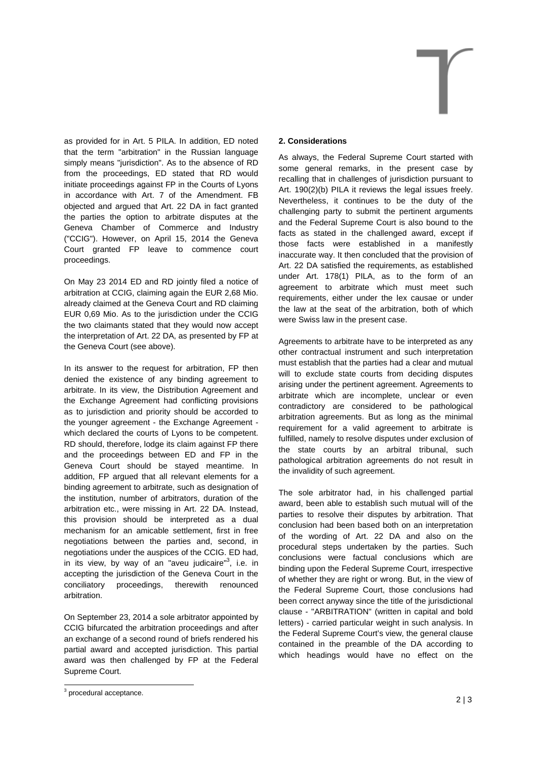as provided for in Art. 5 PILA. In addition, ED noted that the term "arbitration" in the Russian language simply means "jurisdiction". As to the absence of RD from the proceedings, ED stated that RD would initiate proceedings against FP in the Courts of Lyons in accordance with Art. 7 of the Amendment. FB objected and argued that Art. 22 DA in fact granted the parties the option to arbitrate disputes at the Geneva Chamber of Commerce and Industry ("CCIG"). However, on April 15, 2014 the Geneva Court granted FP leave to commence court proceedings.

On May 23 2014 ED and RD jointly filed a notice of arbitration at CCIG, claiming again the EUR 2,68 Mio. already claimed at the Geneva Court and RD claiming EUR 0,69 Mio. As to the jurisdiction under the CCIG the two claimants stated that they would now accept the interpretation of Art. 22 DA, as presented by FP at the Geneva Court (see above).

In its answer to the request for arbitration, FP then denied the existence of any binding agreement to arbitrate. In its view, the Distribution Agreement and the Exchange Agreement had conflicting provisions as to jurisdiction and priority should be accorded to the younger agreement - the Exchange Agreement - which declared the courts of Lyons to be competent. RD should, therefore, lodge its claim against FP there and the proceedings between ED and FP in the Geneva Court should be stayed meantime. In addition, FP argued that all relevant elements for a binding agreement to arbitrate, such as designation of the institution, number of arbitrators, duration of the arbitration etc., were missing in Art. 22 DA. Instead, this provision should be interpreted as a dual mechanism for an amicable settlement, first in free negotiations between the parties and, second, in negotiations under the auspices of the CCIG. ED had, in its view, by way of an "aveu judicaire"[3], i.e. in accepting the jurisdiction of the Geneva Court in the conciliatory proceedings, therewith renounced arbitration.

On September 23, 2014 a sole arbitrator appointed by CCIG bifurcated the arbitration proceedings and after an exchange of a second round of briefs rendered his partial award and accepted jurisdiction. This partial award was then challenged by FP at the Federal Supreme Court.

**2. Considerations**

As always, the Federal Supreme Court started with some general remarks, in the present case by recalling that in challenges of jurisdiction pursuant to Art. 190(2)(b) PILA it reviews the legal issues freely. Nevertheless, it continues to be the duty of the challenging party to submit the pertinent arguments and the Federal Supreme Court is also bound to the facts as stated in the challenged award, except if those facts were established in a manifestly inaccurate way. It then concluded that the provision of Art. 22 DA satisfied the requirements, as established under Art. 178(1) PILA, as to the form of an agreement to arbitrate which must meet such requirements, either under the lex causae or under the law at the seat of the arbitration, both of which were Swiss law in the present case.

Agreements to arbitrate have to be interpreted as any other contractual instrument and such interpretation must establish that the parties had a clear and mutual will to exclude state courts from deciding disputes arising under the pertinent agreement. Agreements to arbitrate which are incomplete, unclear or even contradictory are considered to be pathological arbitration agreements. But as long as the minimal requirement for a valid agreement to arbitrate is fulfilled, namely to resolve disputes under exclusion of the state courts by an arbitral tribunal, such pathological arbitration agreements do not result in the invalidity of such agreement.

The sole arbitrator had, in his challenged partial award, been able to establish such mutual will of the parties to resolve their disputes by arbitration. That conclusion had been based both on an interpretation of the wording of Art. 22 DA and also on the procedural steps undertaken by the parties. Such conclusions were factual conclusions which are binding upon the Federal Supreme Court, irrespective of whether they are right or wrong. But, in the view of the Federal Supreme Court, those conclusions had been correct anyway since the title of the jurisdictional clause - "ARBITRATION" (written in capital and bold letters) - carried particular weight in such analysis. In the Federal Supreme Court's view, the general clause contained in the preamble of the DA according to which headings would have no effect on the

[3] procedural acceptance.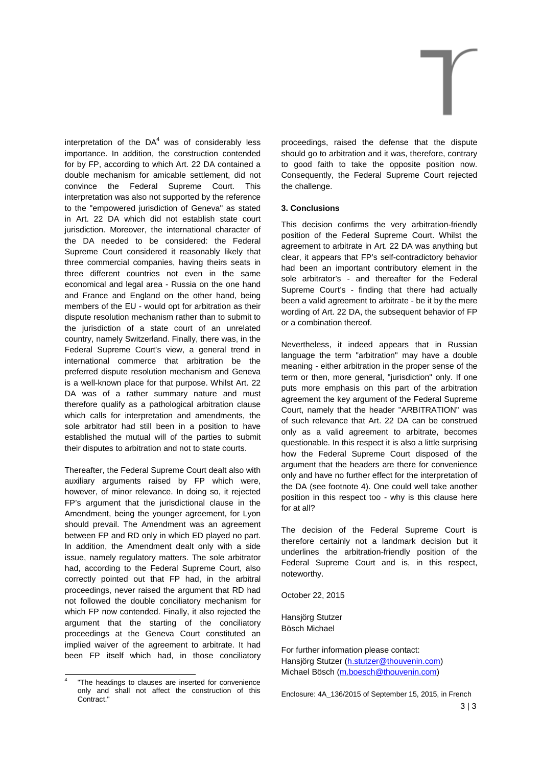interpretation of the DA[4] was of considerably less importance. In addition, the construction contended for by FP, according to which Art. 22 DA contained a double mechanism for amicable settlement, did not convince the Federal Supreme Court. This interpretation was also not supported by the reference to the "empowered jurisdiction of Geneva" as stated in Art. 22 DA which did not establish state court jurisdiction. Moreover, the international character of the DA needed to be considered: the Federal Supreme Court considered it reasonably likely that three commercial companies, having theirs seats in three different countries not even in the same economical and legal area - Russia on the one hand and France and England on the other hand, being members of the EU - would opt for arbitration as their dispute resolution mechanism rather than to submit to the jurisdiction of a state court of an unrelated country, namely Switzerland. Finally, there was, in the Federal Supreme Court's view, a general trend in international commerce that arbitration be the preferred dispute resolution mechanism and Geneva is a well-known place for that purpose. Whilst Art. 22 DA was of a rather summary nature and must therefore qualify as a pathological arbitration clause which calls for interpretation and amendments, the sole arbitrator had still been in a position to have established the mutual will of the parties to submit their disputes to arbitration and not to state courts.

Thereafter, the Federal Supreme Court dealt also with auxiliary arguments raised by FP which were, however, of minor relevance. In doing so, it rejected FP's argument that the jurisdictional clause in the Amendment, being the younger agreement, for Lyon should prevail. The Amendment was an agreement between FP and RD only in which ED played no part. In addition, the Amendment dealt only with a side issue, namely regulatory matters. The sole arbitrator had, according to the Federal Supreme Court, also correctly pointed out that FP had, in the arbitral proceedings, never raised the argument that RD had not followed the double conciliatory mechanism for which FP now contended. Finally, it also rejected the argument that the starting of the conciliatory proceedings at the Geneva Court constituted an implied waiver of the agreement to arbitrate. It had been FP itself which had, in those conciliatory proceedings, raised the defense that the dispute should go to arbitration and it was, therefore, contrary to good faith to take the opposite position now. Consequently, the Federal Supreme Court rejected the challenge.

[4] "The headings to clauses are inserted for convenience only and shall not affect the construction of this Contract."

### 3. Conclusions

This decision confirms the very arbitration-friendly position of the Federal Supreme Court. Whilst the agreement to arbitrate in Art. 22 DA was anything but clear, it appears that FP's self-contradictory behavior had been an important contributory element in the sole arbitrator's - and thereafter for the Federal Supreme Court's - finding that there had actually been a valid agreement to arbitrate - be it by the mere wording of Art. 22 DA, the subsequent behavior of FP or a combination thereof.

Nevertheless, it indeed appears that in Russian language the term "arbitration" may have a double meaning - either arbitration in the proper sense of the term or then, more general, "jurisdiction" only. If one puts more emphasis on this part of the arbitration agreement the key argument of the Federal Supreme Court, namely that the header "ARBITRATION" was of such relevance that Art. 22 DA can be construed only as a valid agreement to arbitrate, becomes questionable. In this respect it is also a little surprising how the Federal Supreme Court disposed of the argument that the headers are there for convenience only and have no further effect for the interpretation of the DA (see footnote 4). One could well take another position in this respect too - why is this clause here for at all?

The decision of the Federal Supreme Court is therefore certainly not a landmark decision but it underlines the arbitration-friendly position of the Federal Supreme Court and is, in this respect, noteworthy.

October 22, 2015

Hansjörg Stutzer
Bösch Michael

For further information please contact:
Hansjörg Stutzer (h.stutzer@thouvenin.com)
Michael Bösch (m.boesch@thouvenin.com)

Enclosure: 4A_136/2015 of September 15, 2015, in French